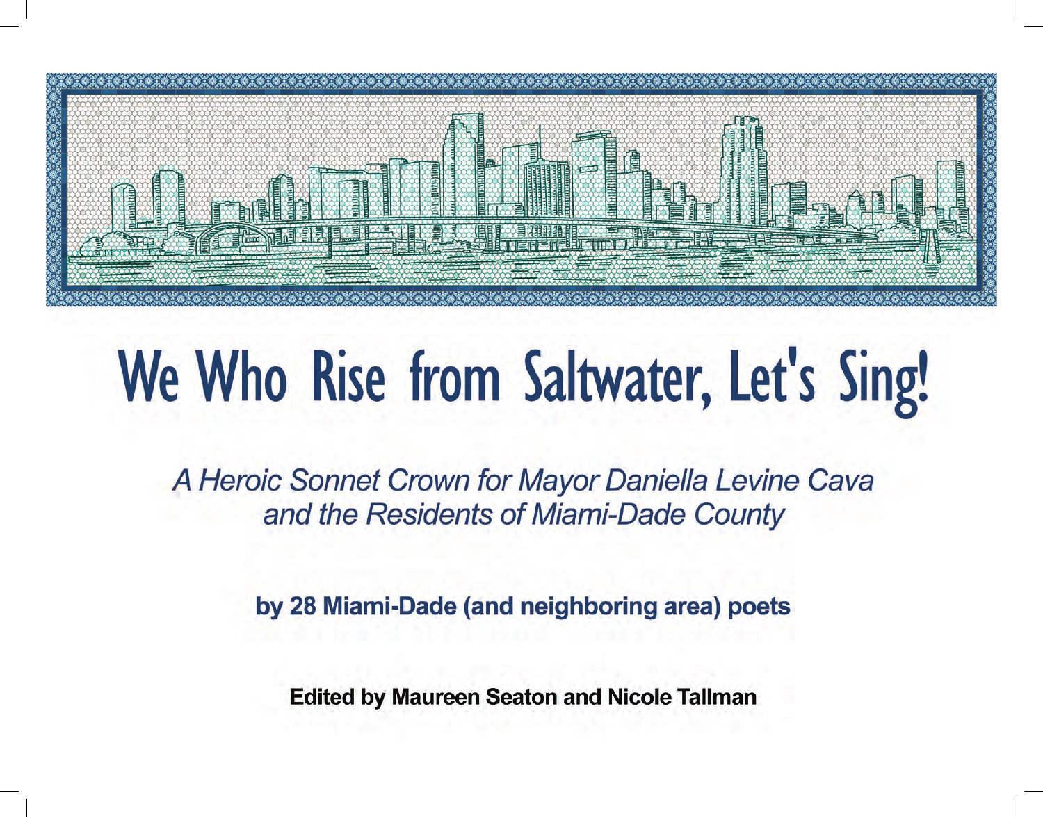# We Who Rise from Saltwater, Let's Sing!

*A Heroic Sonnet Crown for Mayor Daniella Levine Cava and the Residents of Miami-Dade County*

**by 28 Miami-Dade (and neighboring area) poets**

**Edited by Maureen Seaton and Nicole Tallman**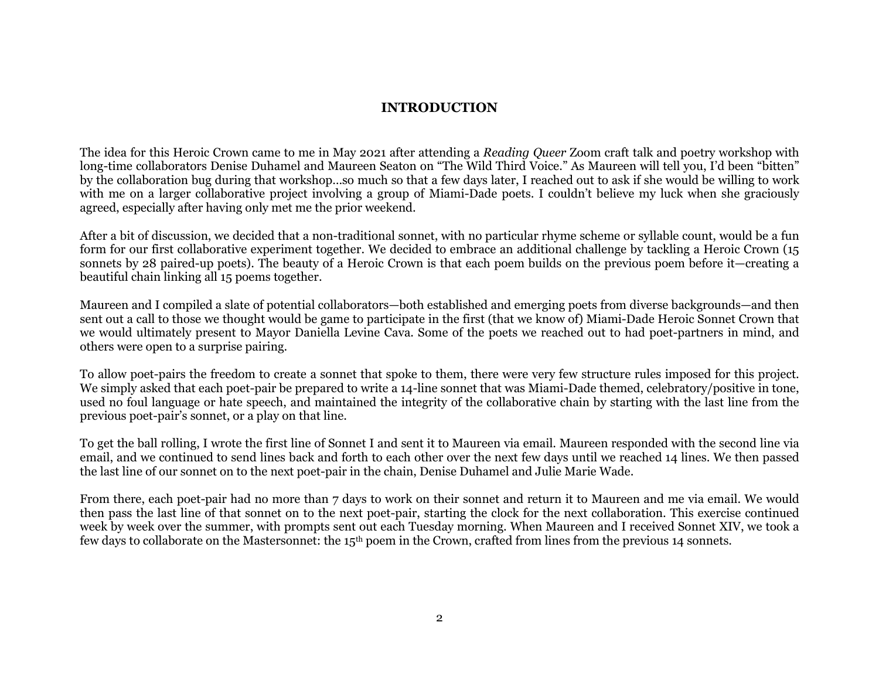## INTRODUCTION

The idea for this Heroic Crown came to me in May 2021 after attending a *Reading Queer* Zoom craft talk and poetry workshop with long-time collaborators Denise Duhamel and Maureen Seaton on "The Wild Third Voice." As Maureen will tell you, I'd been "bitten" by the collaboration bug during that workshop…so much so that a few days later, I reached out to ask if she would be willing to work with me on a larger collaborative project involving a group of Miami-Dade poets. I couldn't believe my luck when she graciously agreed, especially after having only met me the prior weekend.

After a bit of discussion, we decided that a non-traditional sonnet, with no particular rhyme scheme or syllable count, would be a fun form for our first collaborative experiment together. We decided to embrace an additional challenge by tackling a Heroic Crown (15 sonnets by 28 paired-up poets). The beauty of a Heroic Crown is that each poem builds on the previous poem before it—creating a beautiful chain linking all 15 poems together.

Maureen and I compiled a slate of potential collaborators—both established and emerging poets from diverse backgrounds—and then sent out a call to those we thought would be game to participate in the first (that we know of) Miami-Dade Heroic Sonnet Crown that we would ultimately present to Mayor Daniella Levine Cava. Some of the poets we reached out to had poet-partners in mind, and others were open to a surprise pairing.

To allow poet-pairs the freedom to create a sonnet that spoke to them, there were very few structure rules imposed for this project. We simply asked that each poet-pair be prepared to write a 14-line sonnet that was Miami-Dade themed, celebratory/positive in tone, used no foul language or hate speech, and maintained the integrity of the collaborative chain by starting with the last line from the previous poet-pair's sonnet, or a play on that line.

To get the ball rolling, I wrote the first line of Sonnet I and sent it to Maureen via email. Maureen responded with the second line via email, and we continued to send lines back and forth to each other over the next few days until we reached 14 lines. We then passed the last line of our sonnet on to the next poet-pair in the chain, Denise Duhamel and Julie Marie Wade.

From there, each poet-pair had no more than 7 days to work on their sonnet and return it to Maureen and me via email. We would then pass the last line of that sonnet on to the next poet-pair, starting the clock for the next collaboration. This exercise continued week by week over the summer, with prompts sent out each Tuesday morning. When Maureen and I received Sonnet XIV, we took a few days to collaborate on the Mastersonnet: the 15th poem in the Crown, crafted from lines from the previous 14 sonnets.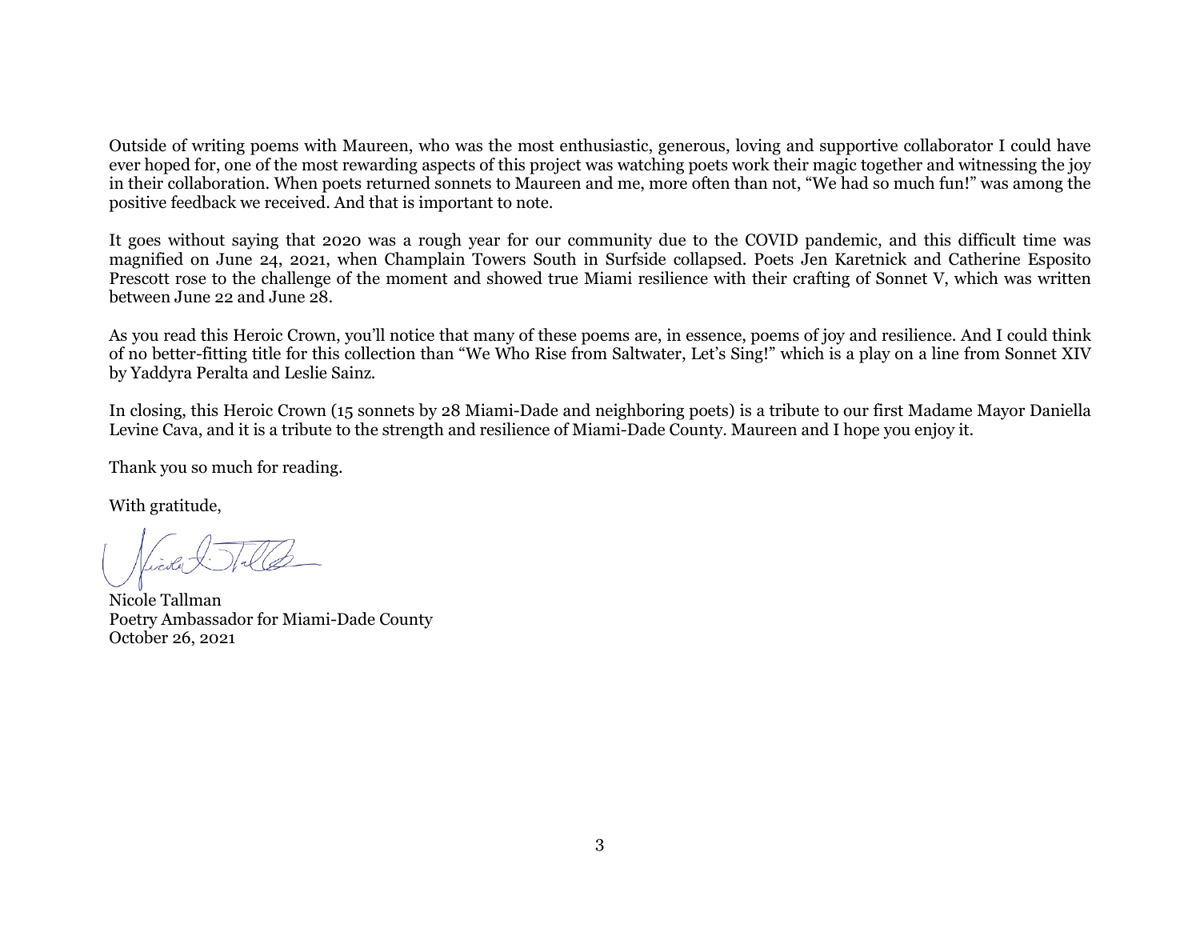Outside of writing poems with Maureen, who was the most enthusiastic, generous, loving and supportive collaborator I could have ever hoped for, one of the most rewarding aspects of this project was watching poets work their magic together and witnessing the joy in their collaboration. When poets returned sonnets to Maureen and me, more often than not, "We had so much fun!" was among the positive feedback we received. And that is important to note.

It goes without saying that 2020 was a rough year for our community due to the COVID pandemic, and this difficult time was magnified on June 24, 2021, when Champlain Towers South in Surfside collapsed. Poets Jen Karetnick and Catherine Esposito Prescott rose to the challenge of the moment and showed true Miami resilience with their crafting of Sonnet V, which was written between June 22 and June 28.

As you read this Heroic Crown, you'll notice that many of these poems are, in essence, poems of joy and resilience. And I could think of no better-fitting title for this collection than "We Who Rise from Saltwater, Let's Sing!" which is a play on a line from Sonnet XIV by Yaddyra Peralta and Leslie Sainz.

In closing, this Heroic Crown (15 sonnets by 28 Miami-Dade and neighboring poets) is a tribute to our first Madame Mayor Daniella Levine Cava, and it is a tribute to the strength and resilience of Miami-Dade County. Maureen and I hope you enjoy it.

Thank you so much for reading.

With gratitude,

Nicole Tallman
Poetry Ambassador for Miami-Dade County
October 26, 2021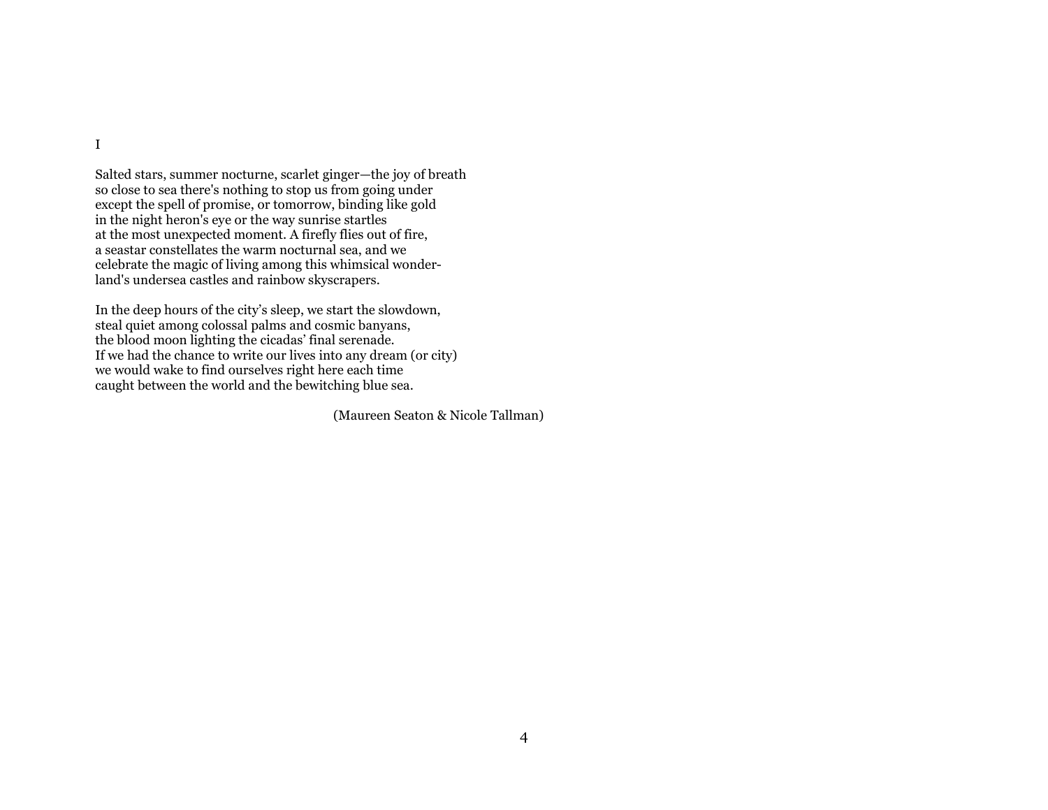I

Salted stars, summer nocturne, scarlet ginger—the joy of breath
so close to sea there's nothing to stop us from going under
except the spell of promise, or tomorrow, binding like gold
in the night heron's eye or the way sunrise startles
at the most unexpected moment. A firefly flies out of fire,
a seastar constellates the warm nocturnal sea, and we
celebrate the magic of living among this whimsical wonder-
land's undersea castles and rainbow skyscrapers.

In the deep hours of the city's sleep, we start the slowdown,
steal quiet among colossal palms and cosmic banyans,
the blood moon lighting the cicadas' final serenade.
If we had the chance to write our lives into any dream (or city)
we would wake to find ourselves right here each time
caught between the world and the bewitching blue sea.

(Maureen Seaton & Nicole Tallman)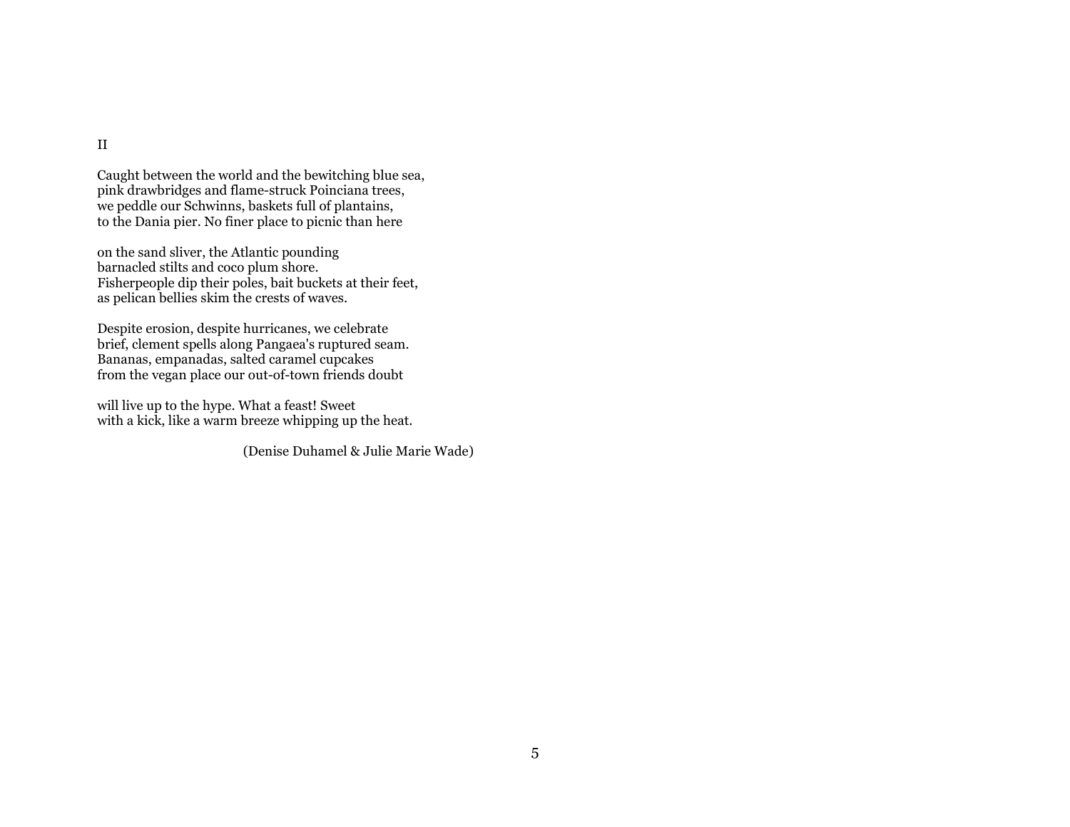II

Caught between the world and the bewitching blue sea,  
pink drawbridges and flame-struck Poinciana trees,  
we peddle our Schwinns, baskets full of plantains,  
to the Dania pier. No finer place to picnic than here

on the sand sliver, the Atlantic pounding  
barnacled stilts and coco plum shore.  
Fisherpeople dip their poles, bait buckets at their feet,  
as pelican bellies skim the crests of waves.

Despite erosion, despite hurricanes, we celebrate  
brief, clement spells along Pangaea's ruptured seam.  
Bananas, empanadas, salted caramel cupcakes  
from the vegan place our out-of-town friends doubt

will live up to the hype. What a feast! Sweet  
with a kick, like a warm breeze whipping up the heat.

(Denise Duhamel & Julie Marie Wade)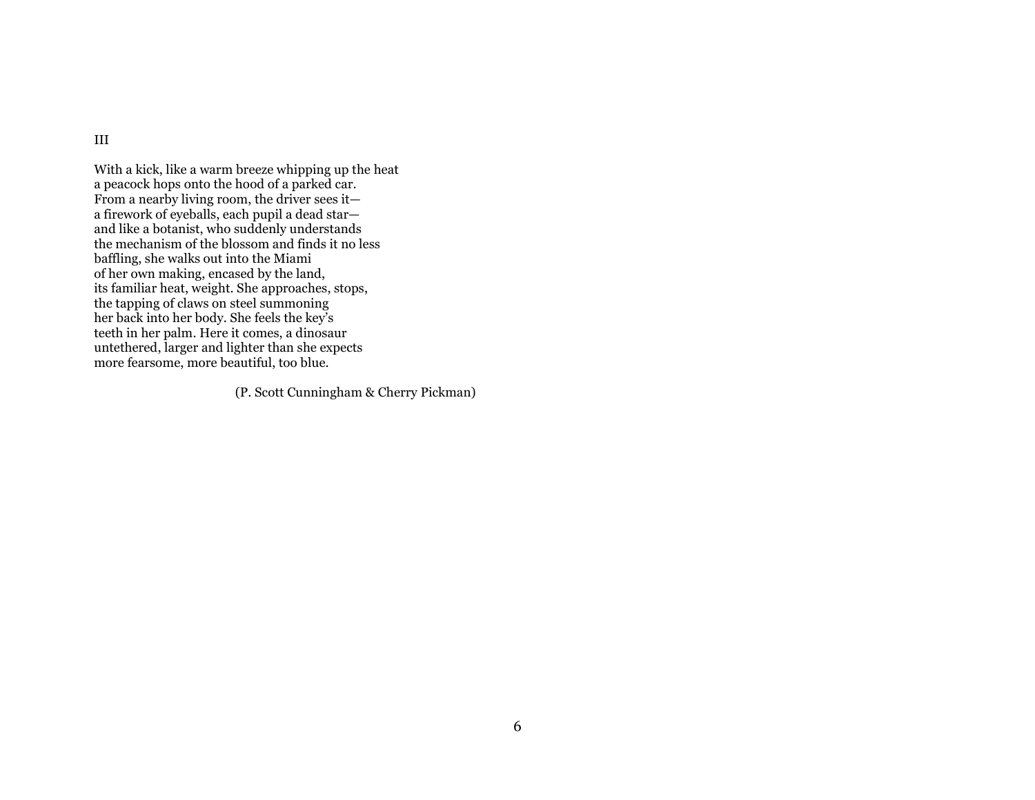III

With a kick, like a warm breeze whipping up the heat  
a peacock hops onto the hood of a parked car.  
From a nearby living room, the driver sees it—  
a firework of eyeballs, each pupil a dead star—  
and like a botanist, who suddenly understands  
the mechanism of the blossom and finds it no less  
baffling, she walks out into the Miami  
of her own making, encased by the land,  
its familiar heat, weight. She approaches, stops,  
the tapping of claws on steel summoning  
her back into her body. She feels the key's  
teeth in her palm. Here it comes, a dinosaur  
untethered, larger and lighter than she expects  
more fearsome, more beautiful, too blue.

(P. Scott Cunningham & Cherry Pickman)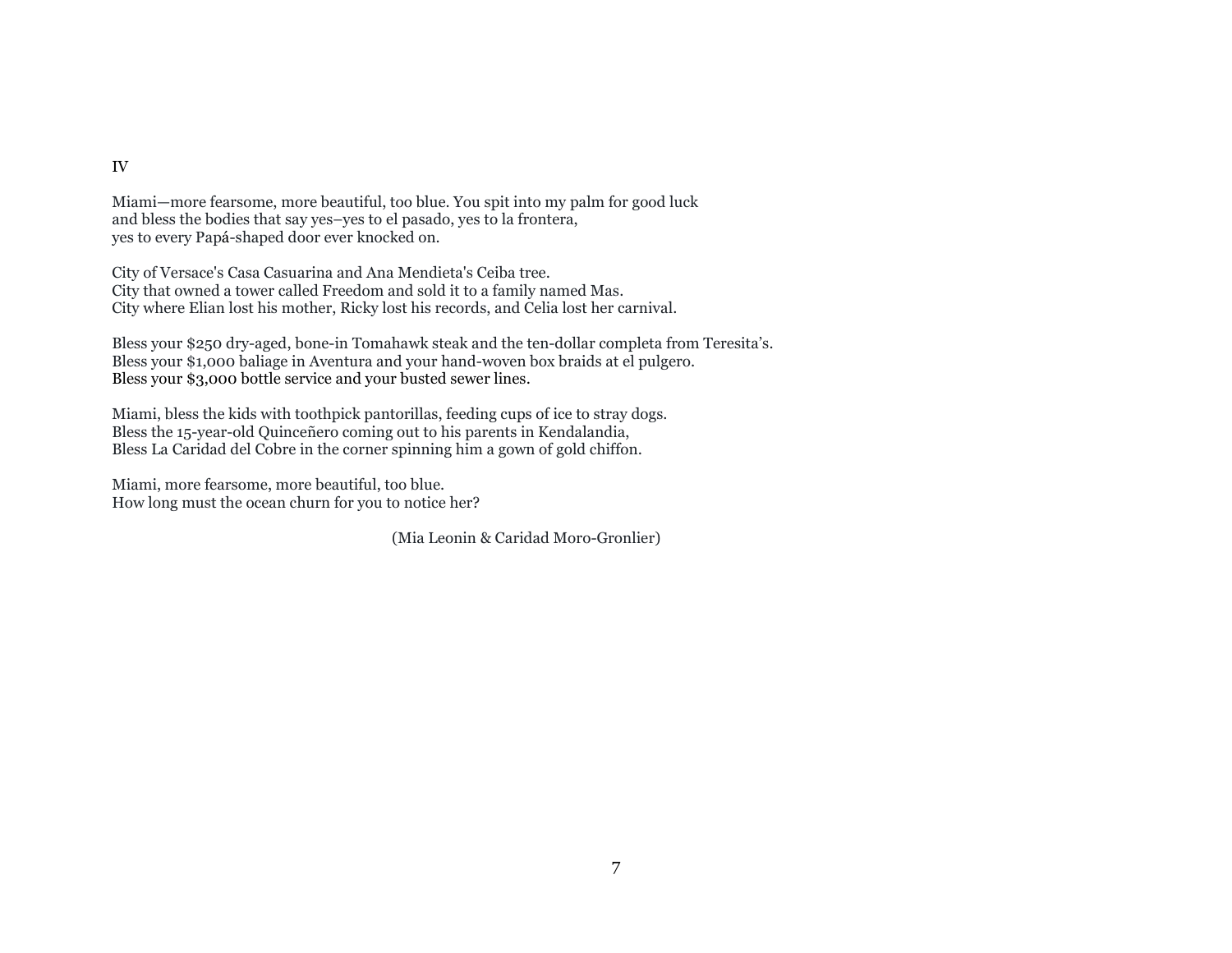IV

Miami—more fearsome, more beautiful, too blue. You spit into my palm for good luck
and bless the bodies that say yes–yes to el pasado, yes to la frontera,
yes to every Papá-shaped door ever knocked on.

City of Versace's Casa Casuarina and Ana Mendieta's Ceiba tree.
City that owned a tower called Freedom and sold it to a family named Mas.
City where Elian lost his mother, Ricky lost his records, and Celia lost her carnival.

Bless your $250 dry-aged, bone-in Tomahawk steak and the ten-dollar completa from Teresita's.
Bless your $1,000 baliage in Aventura and your hand-woven box braids at el pulgero.
Bless your $3,000 bottle service and your busted sewer lines.

Miami, bless the kids with toothpick pantorillas, feeding cups of ice to stray dogs.
Bless the 15-year-old Quinceñero coming out to his parents in Kendalandia,
Bless La Caridad del Cobre in the corner spinning him a gown of gold chiffon.

Miami, more fearsome, more beautiful, too blue.
How long must the ocean churn for you to notice her?

(Mia Leonin & Caridad Moro-Gronlier)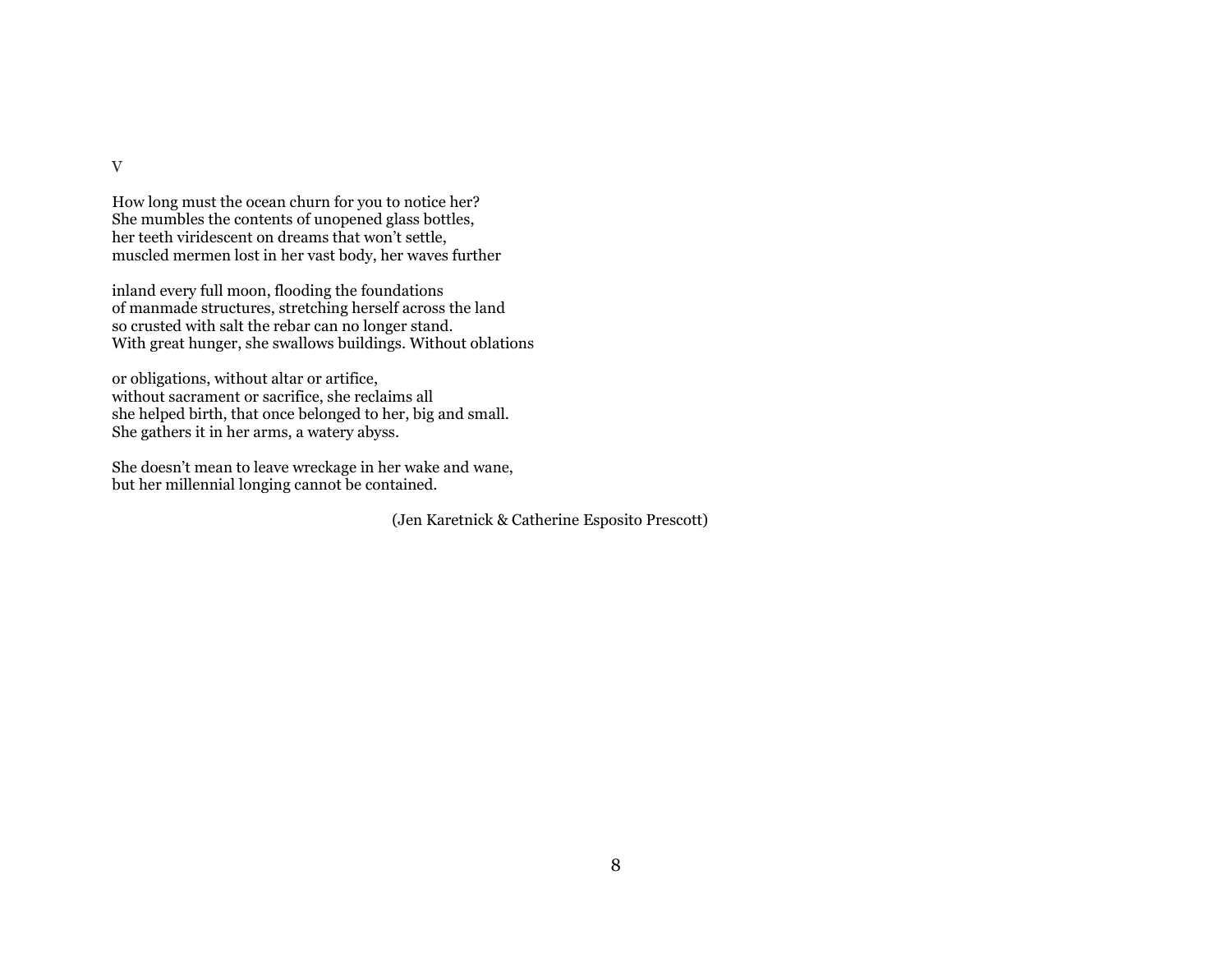V

How long must the ocean churn for you to notice her?  
She mumbles the contents of unopened glass bottles,  
her teeth viridescent on dreams that won't settle,  
muscled mermen lost in her vast body, her waves further

inland every full moon, flooding the foundations  
of manmade structures, stretching herself across the land  
so crusted with salt the rebar can no longer stand.  
With great hunger, she swallows buildings. Without oblations

or obligations, without altar or artifice,  
without sacrament or sacrifice, she reclaims all  
she helped birth, that once belonged to her, big and small.  
She gathers it in her arms, a watery abyss.

She doesn't mean to leave wreckage in her wake and wane,  
but her millennial longing cannot be contained.

(Jen Karetnick & Catherine Esposito Prescott)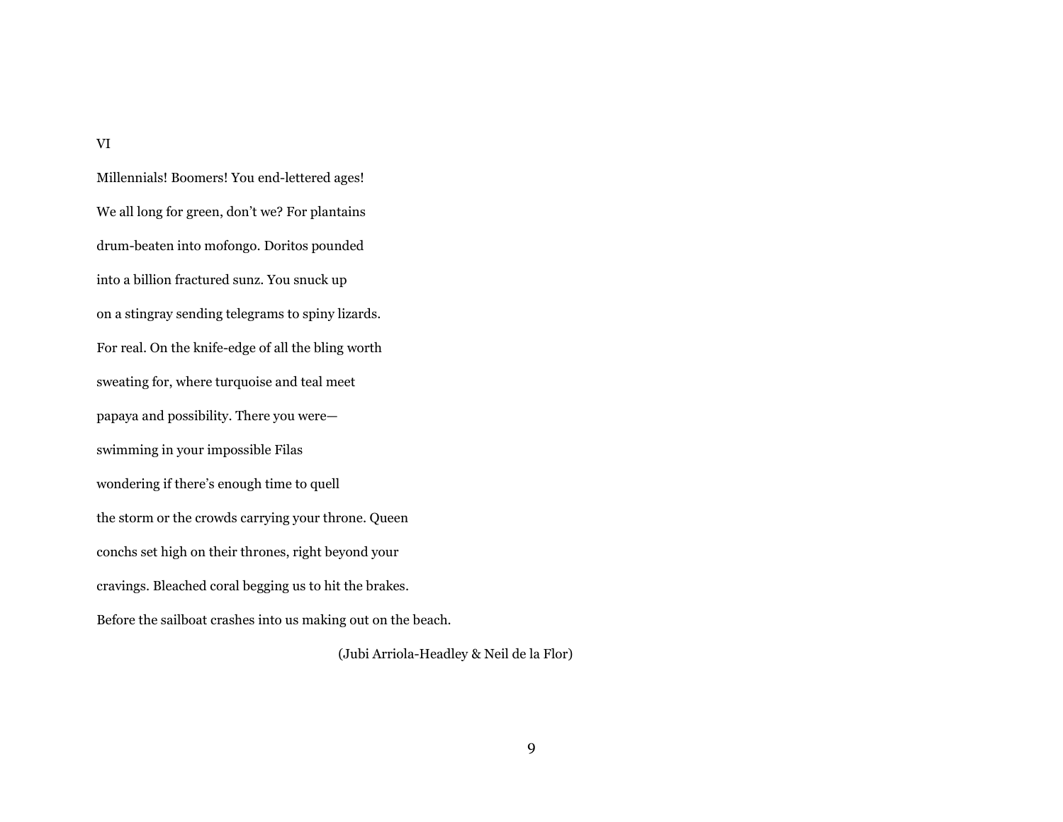VI

Millennials! Boomers! You end-lettered ages!

We all long for green, don't we? For plantains

drum-beaten into mofongo. Doritos pounded

into a billion fractured sunz. You snuck up

on a stingray sending telegrams to spiny lizards.

For real. On the knife-edge of all the bling worth

sweating for, where turquoise and teal meet

papaya and possibility. There you were—

swimming in your impossible Filas

wondering if there's enough time to quell

the storm or the crowds carrying your throne. Queen

conchs set high on their thrones, right beyond your

cravings. Bleached coral begging us to hit the brakes.

Before the sailboat crashes into us making out on the beach.

(Jubi Arriola-Headley & Neil de la Flor)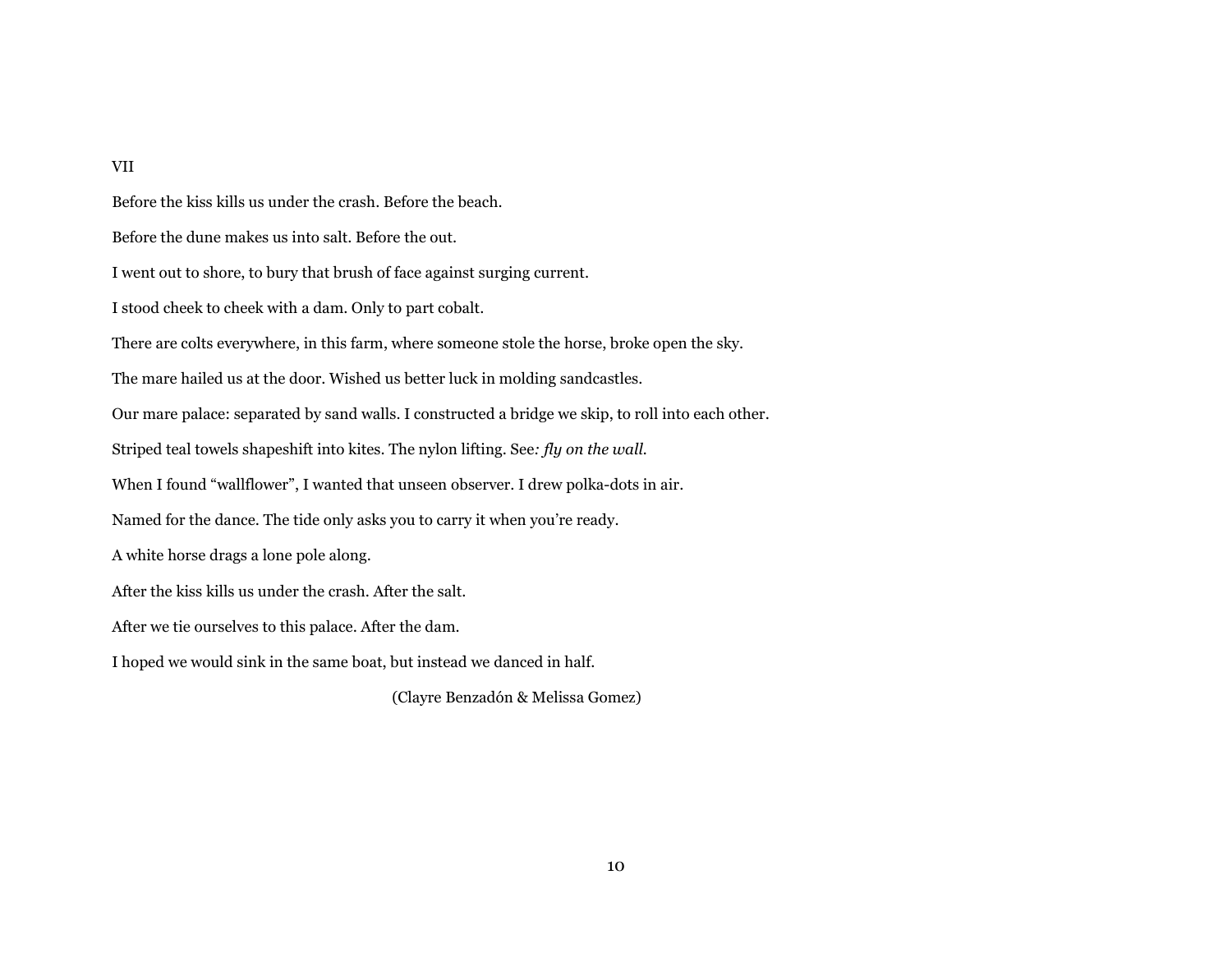VII

Before the kiss kills us under the crash. Before the beach.

Before the dune makes us into salt. Before the out.

I went out to shore, to bury that brush of face against surging current.

I stood cheek to cheek with a dam. Only to part cobalt.

There are colts everywhere, in this farm, where someone stole the horse, broke open the sky.

The mare hailed us at the door. Wished us better luck in molding sandcastles.

Our mare palace: separated by sand walls. I constructed a bridge we skip, to roll into each other.

Striped teal towels shapeshift into kites. The nylon lifting. See*: fly on the wall*.

When I found "wallflower", I wanted that unseen observer. I drew polka-dots in air.

Named for the dance. The tide only asks you to carry it when you're ready.

A white horse drags a lone pole along.

After the kiss kills us under the crash. After the salt.

After we tie ourselves to this palace. After the dam.

I hoped we would sink in the same boat, but instead we danced in half.

(Clayre Benzadón & Melissa Gomez)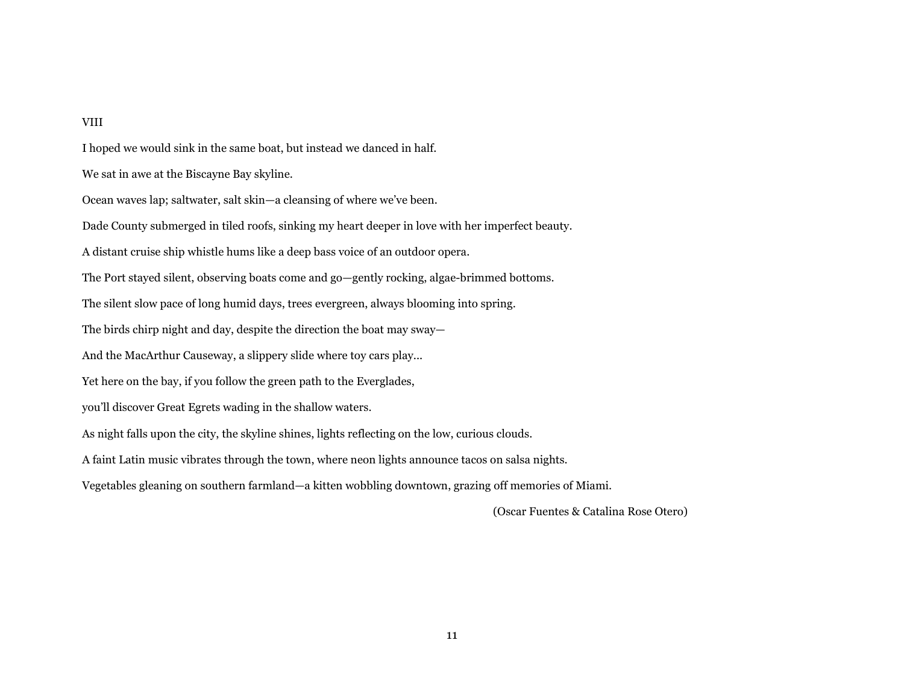VIII

I hoped we would sink in the same boat, but instead we danced in half.

We sat in awe at the Biscayne Bay skyline.

Ocean waves lap; saltwater, salt skin—a cleansing of where we've been.

Dade County submerged in tiled roofs, sinking my heart deeper in love with her imperfect beauty.

A distant cruise ship whistle hums like a deep bass voice of an outdoor opera.

The Port stayed silent, observing boats come and go—gently rocking, algae-brimmed bottoms.

The silent slow pace of long humid days, trees evergreen, always blooming into spring.

The birds chirp night and day, despite the direction the boat may sway—

And the MacArthur Causeway, a slippery slide where toy cars play...

Yet here on the bay, if you follow the green path to the Everglades,

you'll discover Great Egrets wading in the shallow waters.

As night falls upon the city, the skyline shines, lights reflecting on the low, curious clouds.

A faint Latin music vibrates through the town, where neon lights announce tacos on salsa nights.

Vegetables gleaning on southern farmland—a kitten wobbling downtown, grazing off memories of Miami.

(Oscar Fuentes & Catalina Rose Otero)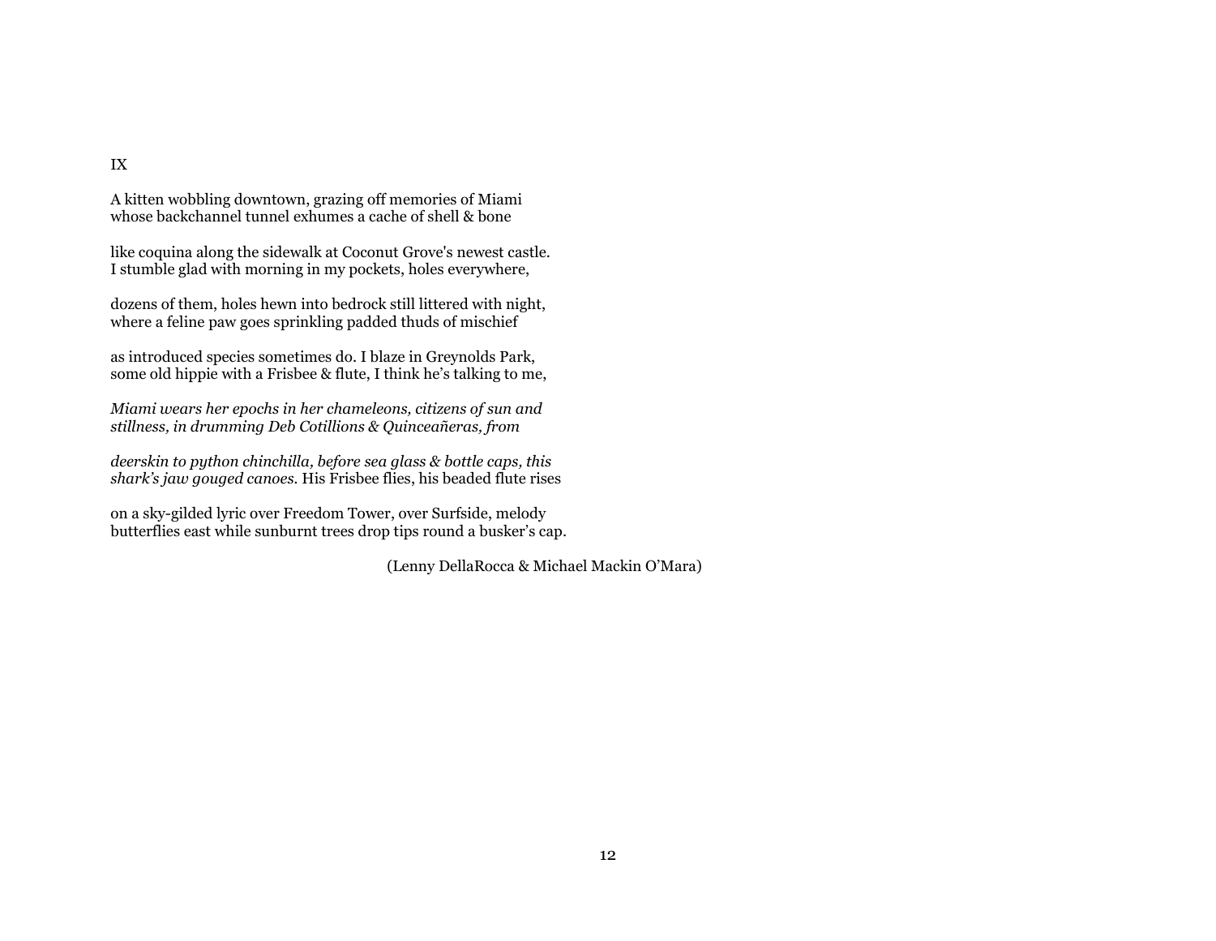IX

A kitten wobbling downtown, grazing off memories of Miami
whose backchannel tunnel exhumes a cache of shell & bone

like coquina along the sidewalk at Coconut Grove's newest castle.
I stumble glad with morning in my pockets, holes everywhere,

dozens of them, holes hewn into bedrock still littered with night,
where a feline paw goes sprinkling padded thuds of mischief

as introduced species sometimes do. I blaze in Greynolds Park,
some old hippie with a Frisbee & flute, I think he's talking to me,

*Miami wears her epochs in her chameleons, citizens of sun and
stillness, in drumming Deb Cotillions & Quinceañeras, from*

*deerskin to python chinchilla, before sea glass & bottle caps, this
shark's jaw gouged canoes.* His Frisbee flies, his beaded flute rises

on a sky-gilded lyric over Freedom Tower, over Surfside, melody
butterflies east while sunburnt trees drop tips round a busker's cap.

(Lenny DellaRocca & Michael Mackin O'Mara)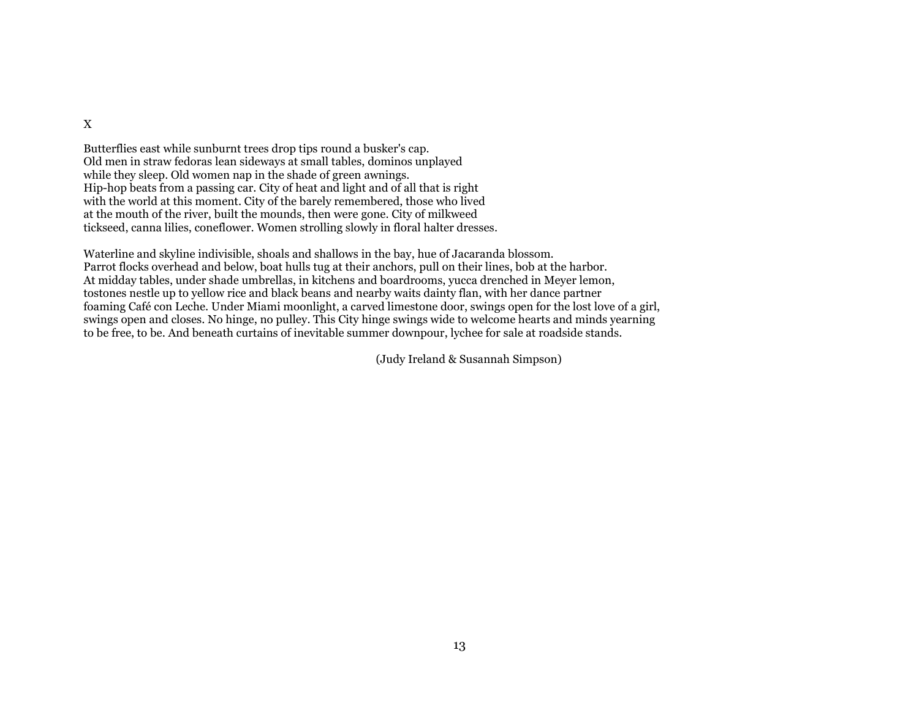X

Butterflies east while sunburnt trees drop tips round a busker's cap.
Old men in straw fedoras lean sideways at small tables, dominos unplayed
while they sleep. Old women nap in the shade of green awnings.
Hip-hop beats from a passing car. City of heat and light and of all that is right
with the world at this moment. City of the barely remembered, those who lived
at the mouth of the river, built the mounds, then were gone. City of milkweed
tickseed, canna lilies, coneflower. Women strolling slowly in floral halter dresses.

Waterline and skyline indivisible, shoals and shallows in the bay, hue of Jacaranda blossom.
Parrot flocks overhead and below, boat hulls tug at their anchors, pull on their lines, bob at the harbor.
At midday tables, under shade umbrellas, in kitchens and boardrooms, yucca drenched in Meyer lemon,
tostones nestle up to yellow rice and black beans and nearby waits dainty flan, with her dance partner
foaming Café con Leche. Under Miami moonlight, a carved limestone door, swings open for the lost love of a girl,
swings open and closes. No hinge, no pulley. This City hinge swings wide to welcome hearts and minds yearning
to be free, to be. And beneath curtains of inevitable summer downpour, lychee for sale at roadside stands.

(Judy Ireland & Susannah Simpson)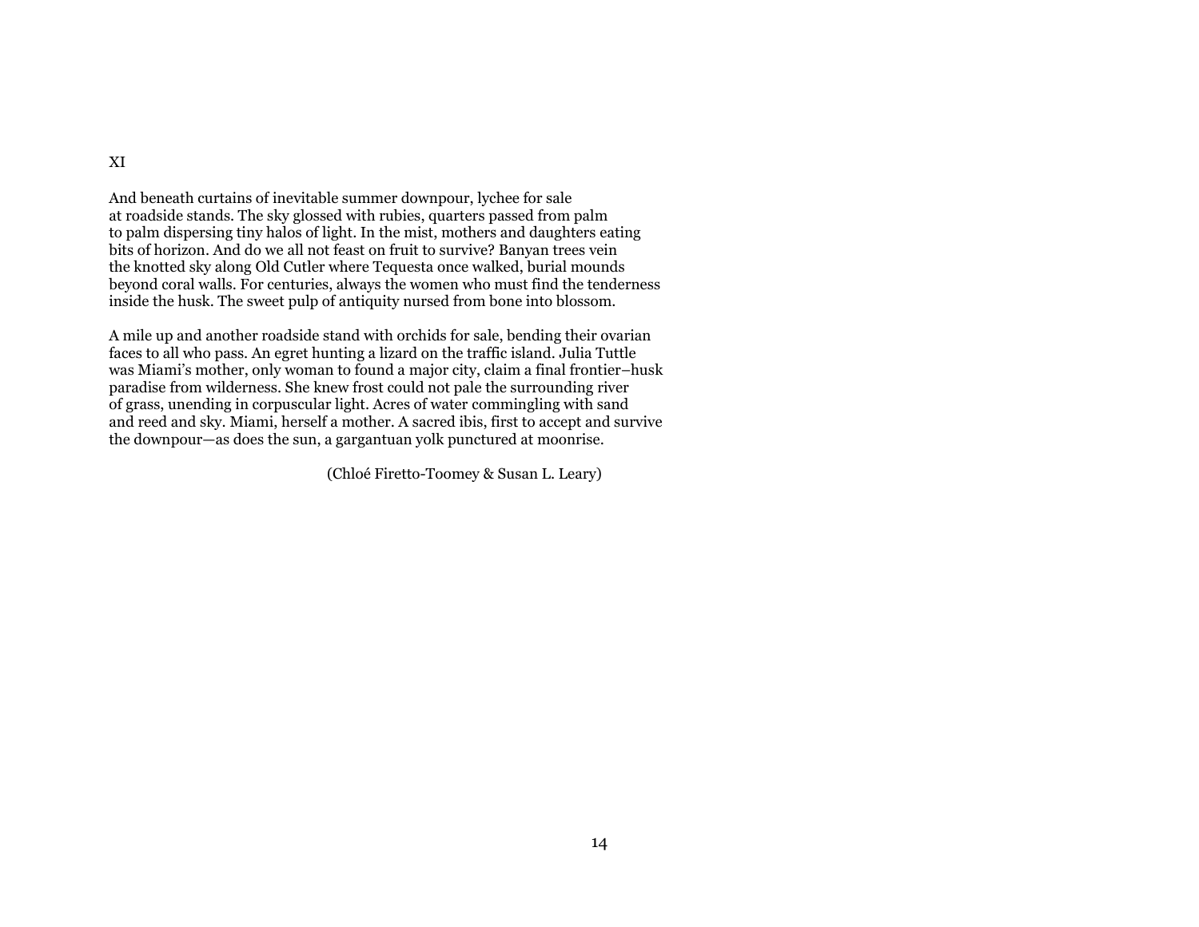XI

And beneath curtains of inevitable summer downpour, lychee for sale
at roadside stands. The sky glossed with rubies, quarters passed from palm
to palm dispersing tiny halos of light. In the mist, mothers and daughters eating
bits of horizon. And do we all not feast on fruit to survive? Banyan trees vein
the knotted sky along Old Cutler where Tequesta once walked, burial mounds
beyond coral walls. For centuries, always the women who must find the tenderness
inside the husk. The sweet pulp of antiquity nursed from bone into blossom.

A mile up and another roadside stand with orchids for sale, bending their ovarian
faces to all who pass. An egret hunting a lizard on the traffic island. Julia Tuttle
was Miami's mother, only woman to found a major city, claim a final frontier–husk
paradise from wilderness. She knew frost could not pale the surrounding river
of grass, unending in corpuscular light. Acres of water commingling with sand
and reed and sky. Miami, herself a mother. A sacred ibis, first to accept and survive
the downpour—as does the sun, a gargantuan yolk punctured at moonrise.

(Chloé Firetto-Toomey & Susan L. Leary)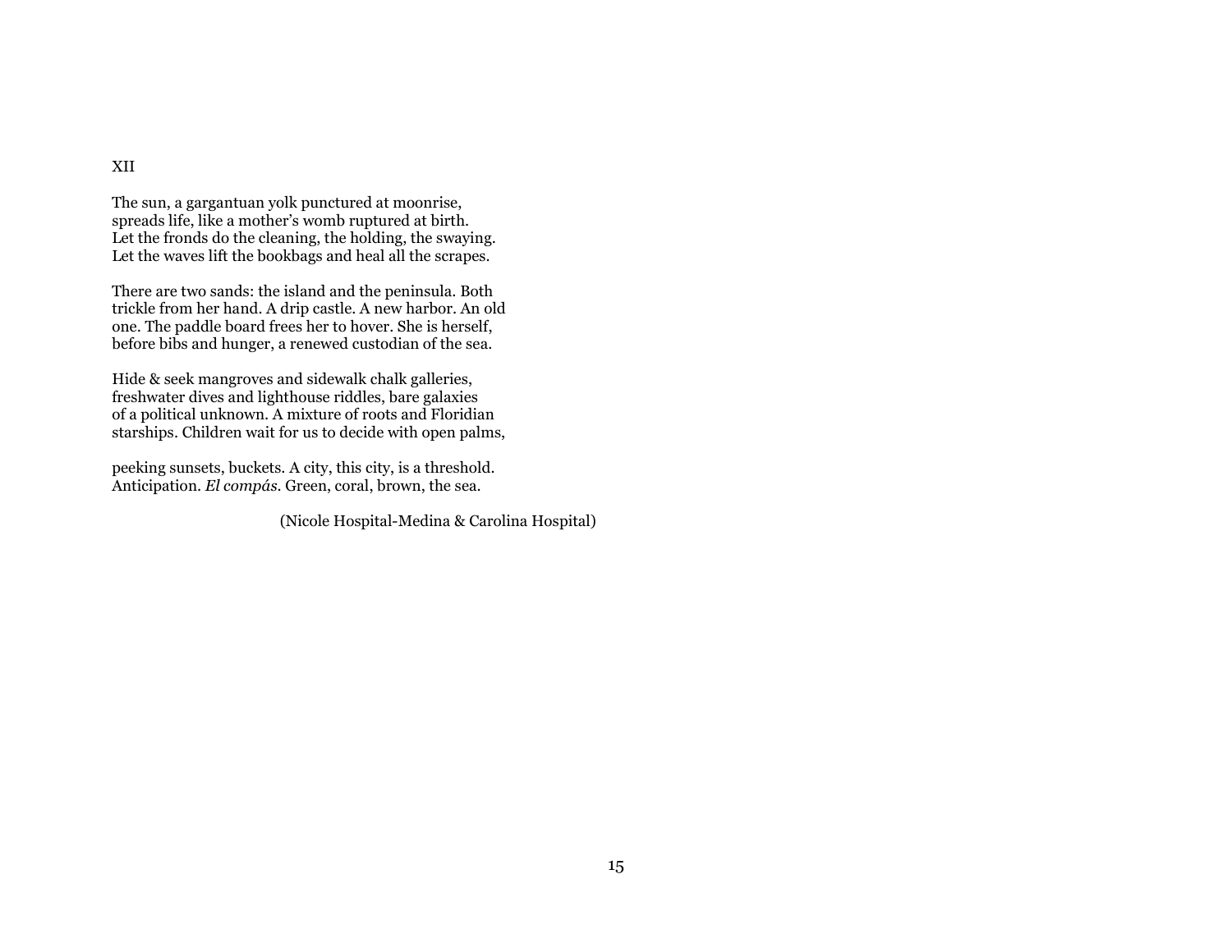## XII

The sun, a gargantuan yolk punctured at moonrise,  
spreads life, like a mother's womb ruptured at birth.  
Let the fronds do the cleaning, the holding, the swaying.  
Let the waves lift the bookbags and heal all the scrapes.

There are two sands: the island and the peninsula. Both  
trickle from her hand. A drip castle. A new harbor. An old  
one. The paddle board frees her to hover. She is herself,  
before bibs and hunger, a renewed custodian of the sea.

Hide & seek mangroves and sidewalk chalk galleries,  
freshwater dives and lighthouse riddles, bare galaxies  
of a political unknown. A mixture of roots and Floridian  
starships. Children wait for us to decide with open palms,

peeking sunsets, buckets. A city, this city, is a threshold.  
Anticipation. *El compás*. Green, coral, brown, the sea.

(Nicole Hospital-Medina & Carolina Hospital)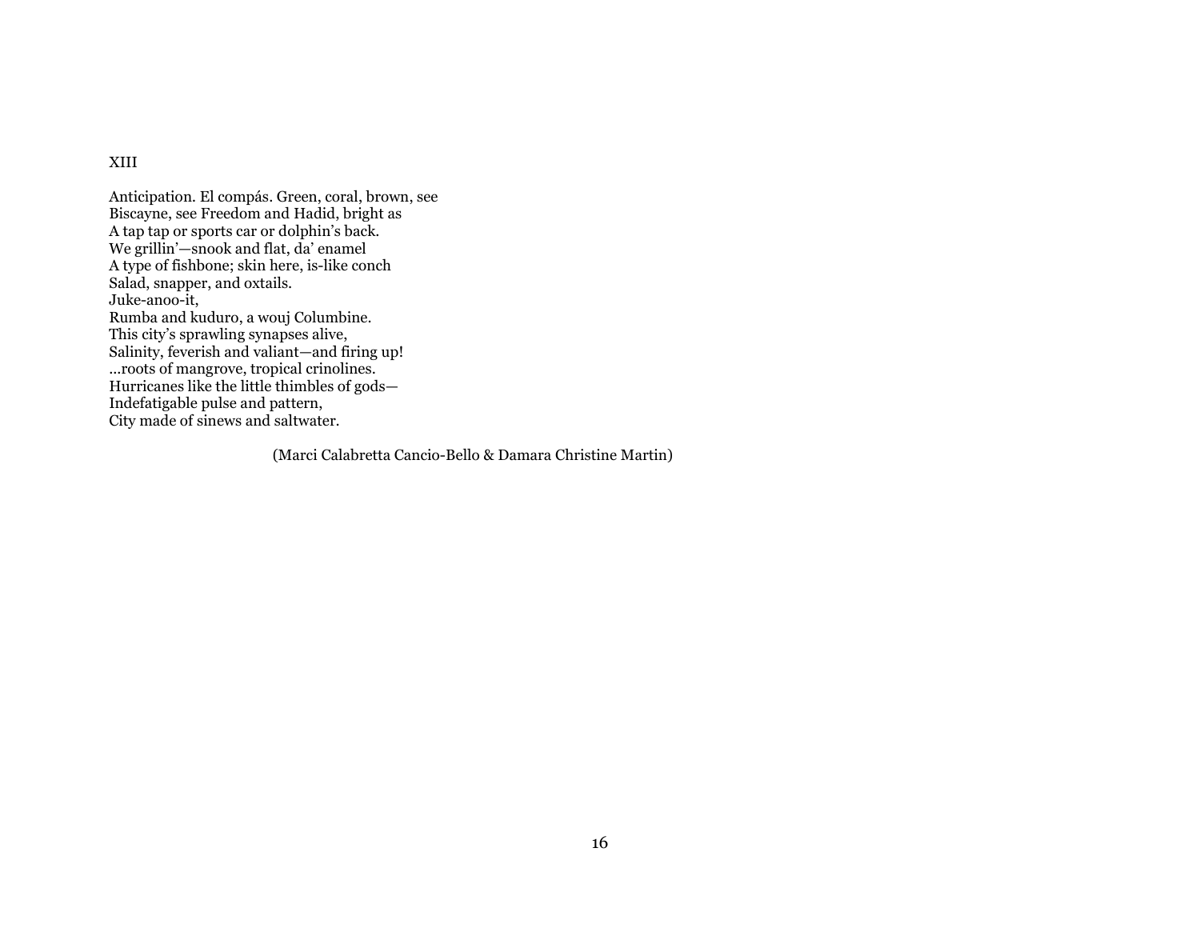XIII

Anticipation. El compás. Green, coral, brown, see  
Biscayne, see Freedom and Hadid, bright as  
A tap tap or sports car or dolphin's back.  
We grillin'—snook and flat, da' enamel  
A type of fishbone; skin here, is-like conch  
Salad, snapper, and oxtails.  
Juke-anoo-it,  
Rumba and kuduro, a wouj Columbine.  
This city's sprawling synapses alive,  
Salinity, feverish and valiant—and firing up!  
...roots of mangrove, tropical crinolines.  
Hurricanes like the little thimbles of gods—  
Indefatigable pulse and pattern,  
City made of sinews and saltwater.

(Marci Calabretta Cancio-Bello & Damara Christine Martin)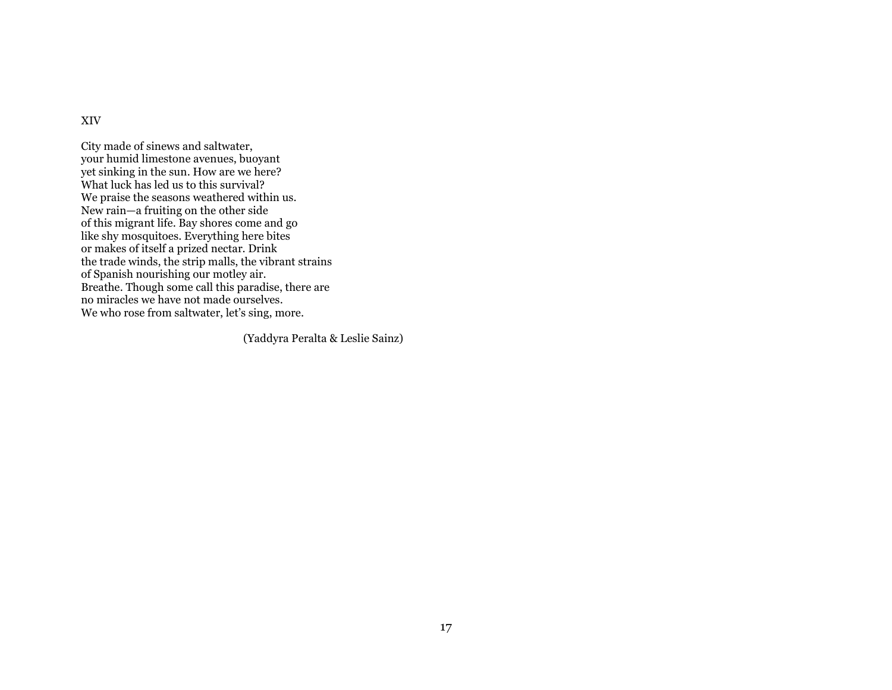## XIV

City made of sinews and saltwater,  
your humid limestone avenues, buoyant  
yet sinking in the sun. How are we here?  
What luck has led us to this survival?  
We praise the seasons weathered within us.  
New rain—a fruiting on the other side  
of this migrant life. Bay shores come and go  
like shy mosquitoes. Everything here bites  
or makes of itself a prized nectar. Drink  
the trade winds, the strip malls, the vibrant strains  
of Spanish nourishing our motley air.  
Breathe. Though some call this paradise, there are  
no miracles we have not made ourselves.  
We who rose from saltwater, let's sing, more.

(Yaddyra Peralta & Leslie Sainz)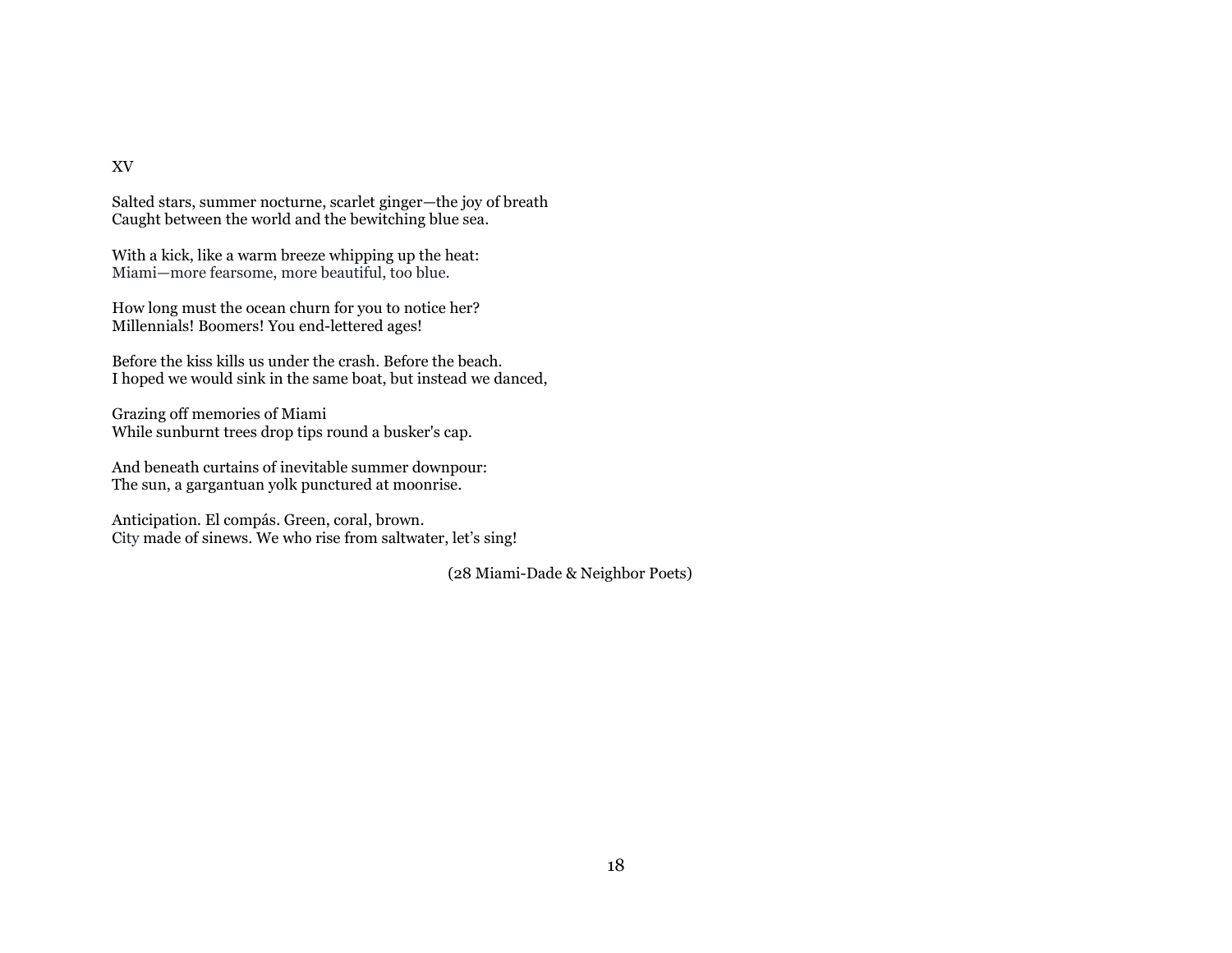XV

Salted stars, summer nocturne, scarlet ginger—the joy of breath
Caught between the world and the bewitching blue sea.

With a kick, like a warm breeze whipping up the heat:
Miami—more fearsome, more beautiful, too blue.

How long must the ocean churn for you to notice her?
Millennials! Boomers! You end-lettered ages!

Before the kiss kills us under the crash. Before the beach.
I hoped we would sink in the same boat, but instead we danced,

Grazing off memories of Miami
While sunburnt trees drop tips round a busker's cap.

And beneath curtains of inevitable summer downpour:
The sun, a gargantuan yolk punctured at moonrise.

Anticipation. El compás. Green, coral, brown.
City made of sinews. We who rise from saltwater, let's sing!

(28 Miami-Dade & Neighbor Poets)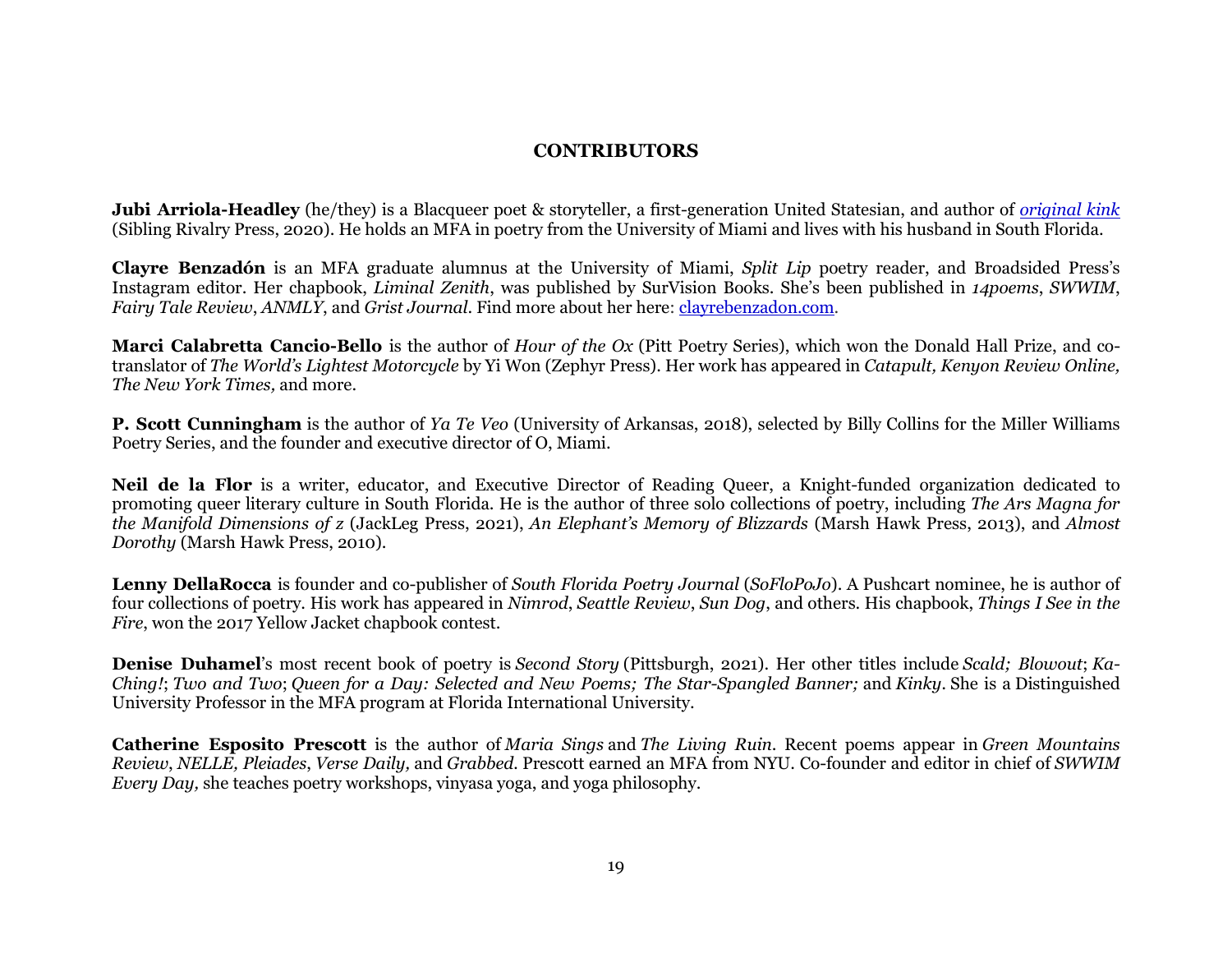## CONTRIBUTORS

**Jubi Arriola-Headley** (he/they) is a Blacqueer poet & storyteller, a first-generation United Statesian, and author of *original kink* (Sibling Rivalry Press, 2020). He holds an MFA in poetry from the University of Miami and lives with his husband in South Florida.

**Clayre Benzadón** is an MFA graduate alumnus at the University of Miami, *Split Lip* poetry reader, and Broadsided Press's Instagram editor. Her chapbook, *Liminal Zenith*, was published by SurVision Books. She's been published in *14poems*, *SWWIM*, *Fairy Tale Review*, *ANMLY*, and *Grist Journal*. Find more about her here: clayrebenzadon.com.

**Marci Calabretta Cancio-Bello** is the author of *Hour of the Ox* (Pitt Poetry Series), which won the Donald Hall Prize, and co-translator of *The World's Lightest Motorcycle* by Yi Won (Zephyr Press). Her work has appeared in *Catapult, Kenyon Review Online, The New York Times,* and more.

**P. Scott Cunningham** is the author of *Ya Te Veo* (University of Arkansas, 2018), selected by Billy Collins for the Miller Williams Poetry Series, and the founder and executive director of O, Miami.

**Neil de la Flor** is a writer, educator, and Executive Director of Reading Queer, a Knight-funded organization dedicated to promoting queer literary culture in South Florida. He is the author of three solo collections of poetry, including *The Ars Magna for the Manifold Dimensions of z* (JackLeg Press, 2021), *An Elephant's Memory of Blizzards* (Marsh Hawk Press, 2013), and *Almost Dorothy* (Marsh Hawk Press, 2010).

**Lenny DellaRocca** is founder and co-publisher of *South Florida Poetry Journal* (*SoFloPoJo*). A Pushcart nominee, he is author of four collections of poetry. His work has appeared in *Nimrod*, *Seattle Review*, *Sun Dog*, and others. His chapbook, *Things I See in the Fire*, won the 2017 Yellow Jacket chapbook contest.

**Denise Duhamel**'s most recent book of poetry is *Second Story* (Pittsburgh, 2021). Her other titles include *Scald; Blowout*; *Ka-Ching!*; *Two and Two*; *Queen for a Day: Selected and New Poems; The Star-Spangled Banner;* and *Kinky*. She is a Distinguished University Professor in the MFA program at Florida International University.

**Catherine Esposito Prescott** is the author of *Maria Sings* and *The Living Ruin*. Recent poems appear in *Green Mountains Review*, *NELLE, Pleiades*, *Verse Daily,* and *Grabbed*. Prescott earned an MFA from NYU. Co-founder and editor in chief of *SWWIM Every Day,* she teaches poetry workshops, vinyasa yoga, and yoga philosophy.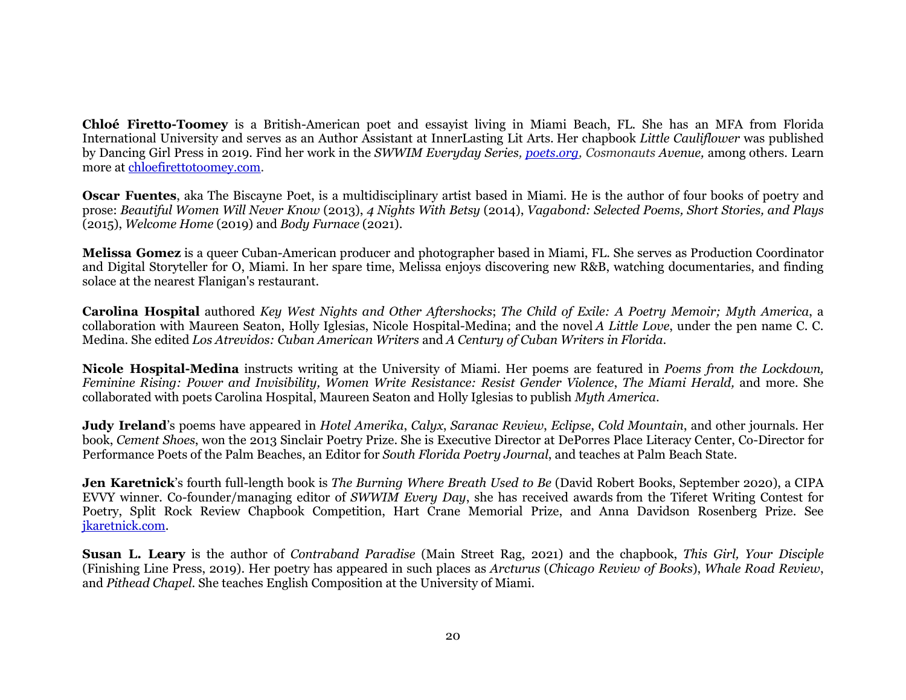**Chloé Firetto-Toomey** is a British-American poet and essayist living in Miami Beach, FL. She has an MFA from Florida International University and serves as an Author Assistant at InnerLasting Lit Arts. Her chapbook *Little Cauliflower* was published by Dancing Girl Press in 2019. Find her work in the *SWWIM Everyday Series, poets.org, Cosmonauts Avenue,* among others. Learn more at chloefirettotoomey.com.

**Oscar Fuentes**, aka The Biscayne Poet, is a multidisciplinary artist based in Miami. He is the author of four books of poetry and prose: *Beautiful Women Will Never Know* (2013), *4 Nights With Betsy* (2014), *Vagabond: Selected Poems, Short Stories, and Plays* (2015), *Welcome Home* (2019) and *Body Furnace* (2021).

**Melissa Gomez** is a queer Cuban-American producer and photographer based in Miami, FL. She serves as Production Coordinator and Digital Storyteller for O, Miami. In her spare time, Melissa enjoys discovering new R&B, watching documentaries, and finding solace at the nearest Flanigan's restaurant.

**Carolina Hospital** authored *Key West Nights and Other Aftershocks*; *The Child of Exile: A Poetry Memoir; Myth America*, a collaboration with Maureen Seaton, Holly Iglesias, Nicole Hospital-Medina; and the novel *A Little Love*, under the pen name C. C. Medina. She edited *Los Atrevidos: Cuban American Writers* and *A Century of Cuban Writers in Florida*.

**Nicole Hospital-Medina** instructs writing at the University of Miami. Her poems are featured in *Poems from the Lockdown, Feminine Rising: Power and Invisibility, Women Write Resistance: Resist Gender Violence*, *The Miami Herald,* and more. She collaborated with poets Carolina Hospital, Maureen Seaton and Holly Iglesias to publish *Myth America*.

**Judy Ireland**'s poems have appeared in *Hotel Amerika*, *Calyx*, *Saranac Review*, *Eclipse*, *Cold Mountain*, and other journals. Her book, *Cement Shoes*, won the 2013 Sinclair Poetry Prize. She is Executive Director at DePorres Place Literacy Center, Co-Director for Performance Poets of the Palm Beaches, an Editor for *South Florida Poetry Journal*, and teaches at Palm Beach State.

**Jen Karetnick**'s fourth full-length book is *The Burning Where Breath Used to Be* (David Robert Books, September 2020), a CIPA EVVY winner. Co-founder/managing editor of *SWWIM Every Day*, she has received awards from the Tiferet Writing Contest for Poetry, Split Rock Review Chapbook Competition, Hart Crane Memorial Prize, and Anna Davidson Rosenberg Prize. See jkaretnick.com.

**Susan L. Leary** is the author of *Contraband Paradise* (Main Street Rag, 2021) and the chapbook, *This Girl, Your Disciple* (Finishing Line Press, 2019). Her poetry has appeared in such places as *Arcturus* (*Chicago Review of Books*), *Whale Road Review*, and *Pithead Chapel*. She teaches English Composition at the University of Miami.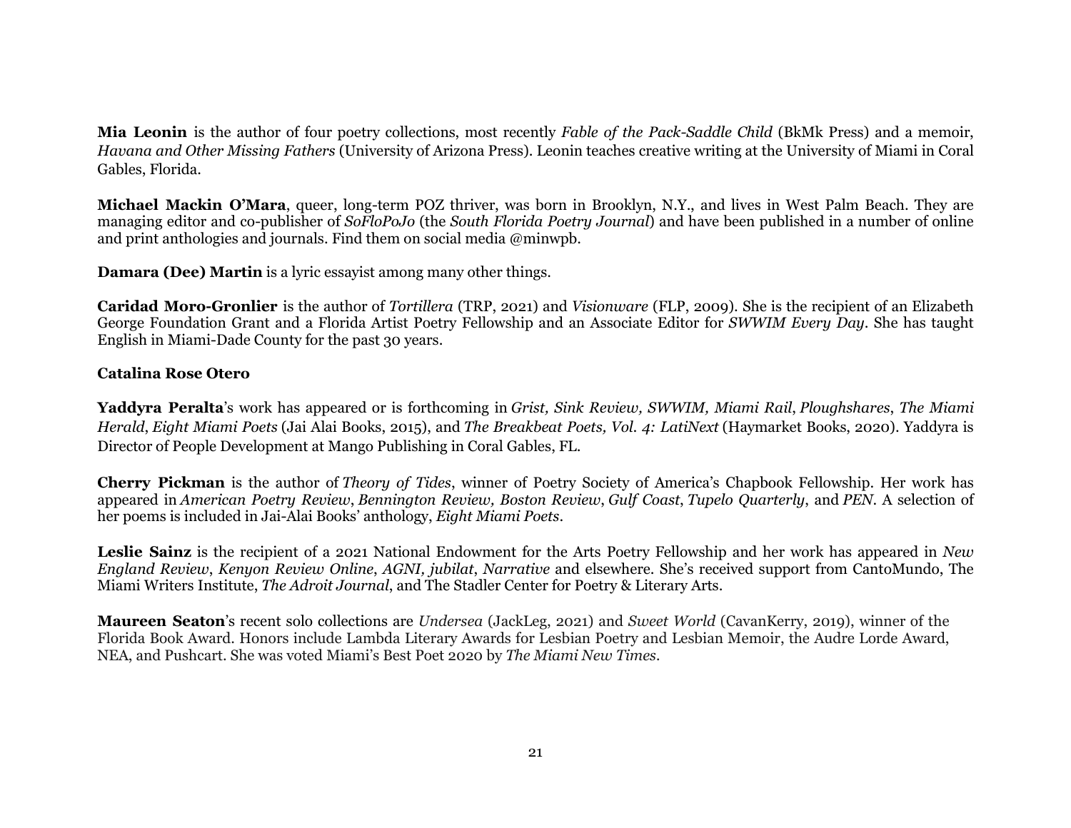**Mia Leonin** is the author of four poetry collections, most recently *Fable of the Pack-Saddle Child* (BkMk Press) and a memoir, *Havana and Other Missing Fathers* (University of Arizona Press). Leonin teaches creative writing at the University of Miami in Coral Gables, Florida.

**Michael Mackin O'Mara**, queer, long-term POZ thriver, was born in Brooklyn, N.Y., and lives in West Palm Beach. They are managing editor and co-publisher of *SoFloPoJo* (the *South Florida Poetry Journal*) and have been published in a number of online and print anthologies and journals. Find them on social media @minwpb.

**Damara (Dee) Martin** is a lyric essayist among many other things.

**Caridad Moro-Gronlier** is the author of *Tortillera* (TRP, 2021) and *Visionware* (FLP, 2009). She is the recipient of an Elizabeth George Foundation Grant and a Florida Artist Poetry Fellowship and an Associate Editor for *SWWIM Every Day*. She has taught English in Miami-Dade County for the past 30 years.

**Catalina Rose Otero**

**Yaddyra Peralta**'s work has appeared or is forthcoming in *Grist, Sink Review, SWWIM, Miami Rail*, *Ploughshares*, *The Miami Herald*, *Eight Miami Poets* (Jai Alai Books, 2015), and *The Breakbeat Poets, Vol. 4: LatiNext* (Haymarket Books, 2020). Yaddyra is Director of People Development at Mango Publishing in Coral Gables, FL.

**Cherry Pickman** is the author of *Theory of Tides*, winner of Poetry Society of America's Chapbook Fellowship. Her work has appeared in *American Poetry Review*, *Bennington Review, Boston Review*, *Gulf Coast*, *Tupelo Quarterly*, and *PEN*. A selection of her poems is included in Jai-Alai Books' anthology, *Eight Miami Poets*.

**Leslie Sainz** is the recipient of a 2021 National Endowment for the Arts Poetry Fellowship and her work has appeared in *New England Review*, *Kenyon Review Online*, *AGNI, jubilat*, *Narrative* and elsewhere. She's received support from CantoMundo, The Miami Writers Institute, *The Adroit Journal*, and The Stadler Center for Poetry & Literary Arts.

**Maureen Seaton**'s recent solo collections are *Undersea* (JackLeg, 2021) and *Sweet World* (CavanKerry, 2019), winner of the Florida Book Award. Honors include Lambda Literary Awards for Lesbian Poetry and Lesbian Memoir, the Audre Lorde Award, NEA, and Pushcart. She was voted Miami's Best Poet 2020 by *The Miami New Times*.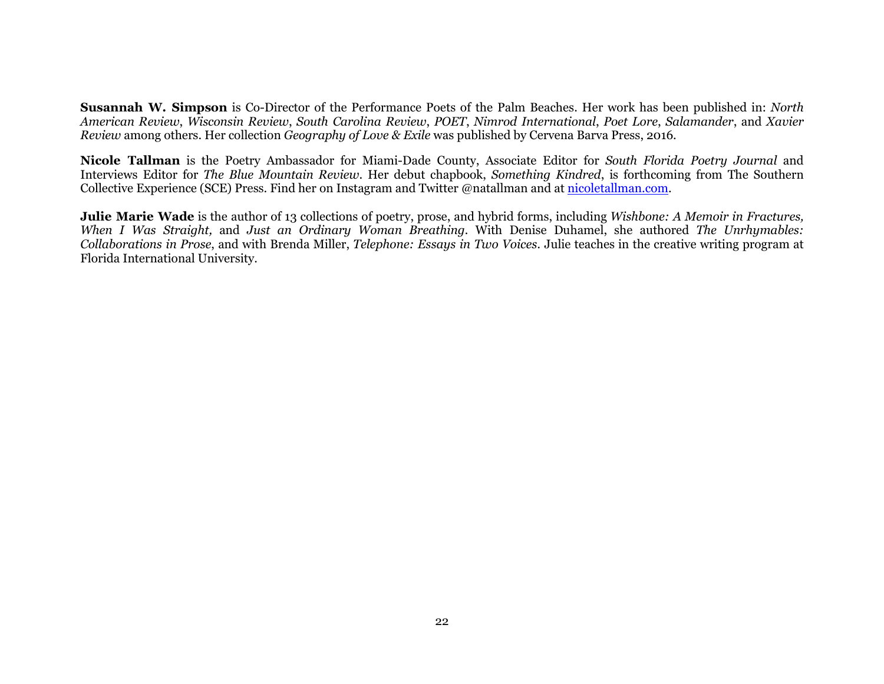**Susannah W. Simpson** is Co-Director of the Performance Poets of the Palm Beaches. Her work has been published in: *North American Review*, *Wisconsin Review*, *South Carolina Review*, *POET*, *Nimrod International*, *Poet Lore*, *Salamander*, and *Xavier Review* among others. Her collection *Geography of Love & Exile* was published by Cervena Barva Press, 2016.

**Nicole Tallman** is the Poetry Ambassador for Miami-Dade County, Associate Editor for *South Florida Poetry Journal* and Interviews Editor for *The Blue Mountain Review*. Her debut chapbook, *Something Kindred*, is forthcoming from The Southern Collective Experience (SCE) Press. Find her on Instagram and Twitter @natallman and at [nicoletallman.com](nicoletallman.com).

**Julie Marie Wade** is the author of 13 collections of poetry, prose, and hybrid forms, including *Wishbone: A Memoir in Fractures, When I Was Straight,* and *Just an Ordinary Woman Breathing*. With Denise Duhamel, she authored *The Unrhymables: Collaborations in Prose*, and with Brenda Miller, *Telephone: Essays in Two Voices*. Julie teaches in the creative writing program at Florida International University.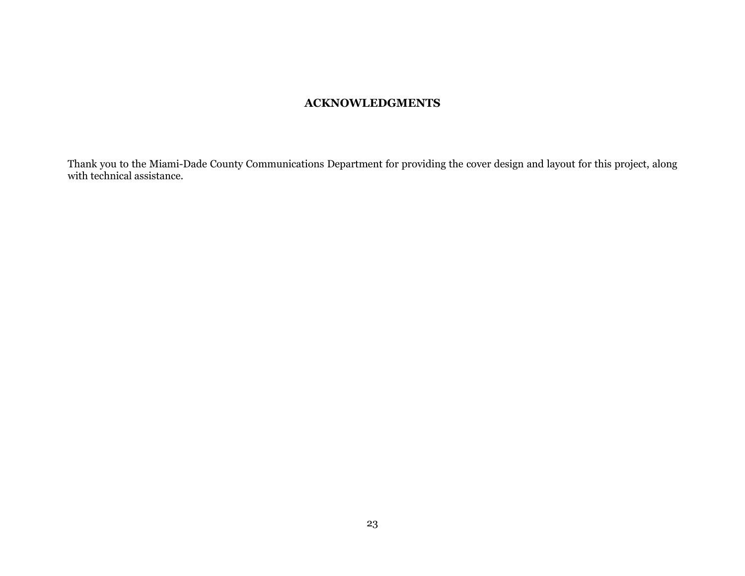## ACKNOWLEDGMENTS

Thank you to the Miami-Dade County Communications Department for providing the cover design and layout for this project, along with technical assistance.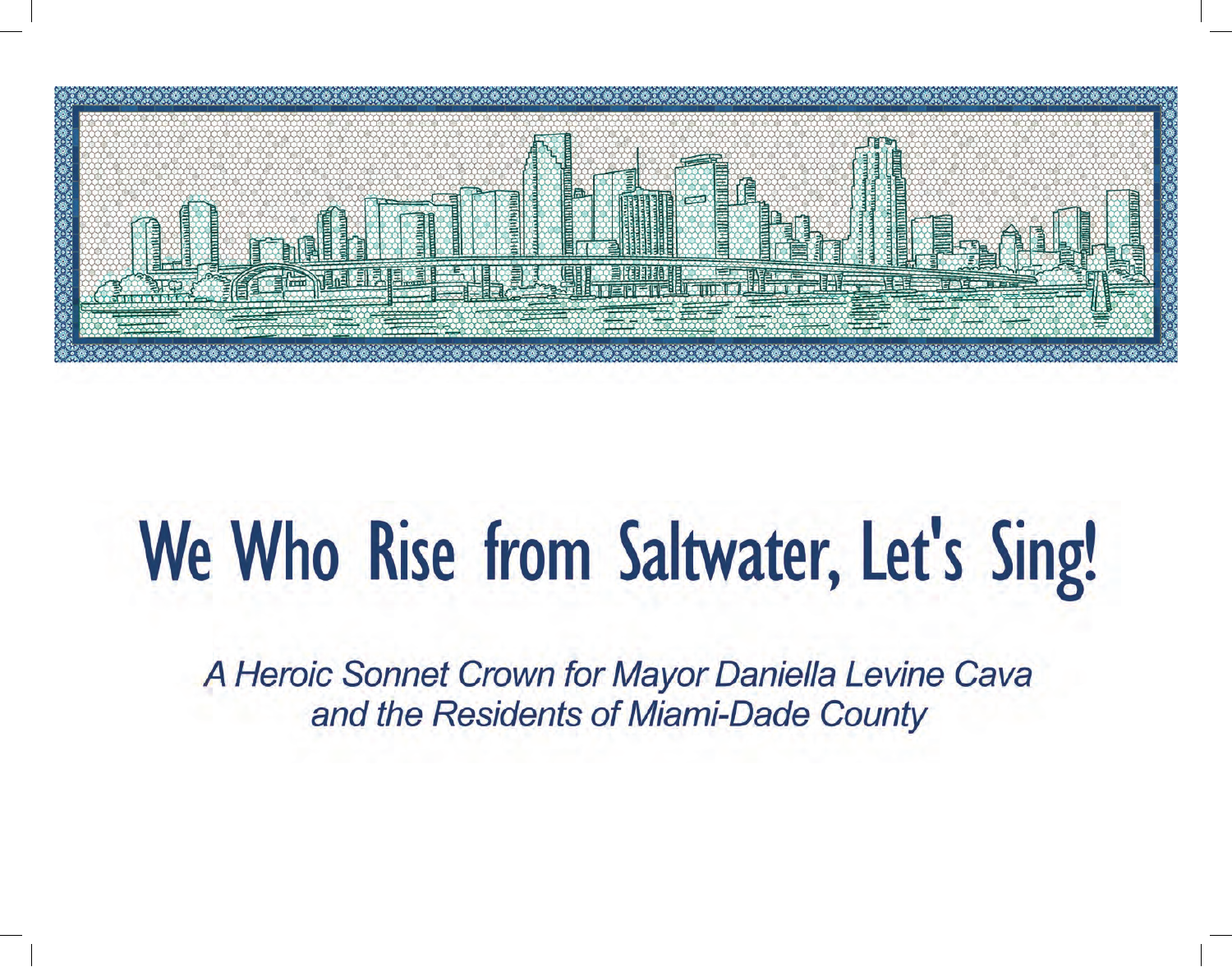# We Who Rise from Saltwater, Let's Sing!

*A Heroic Sonnet Crown for Mayor Daniella Levine Cava and the Residents of Miami-Dade County*